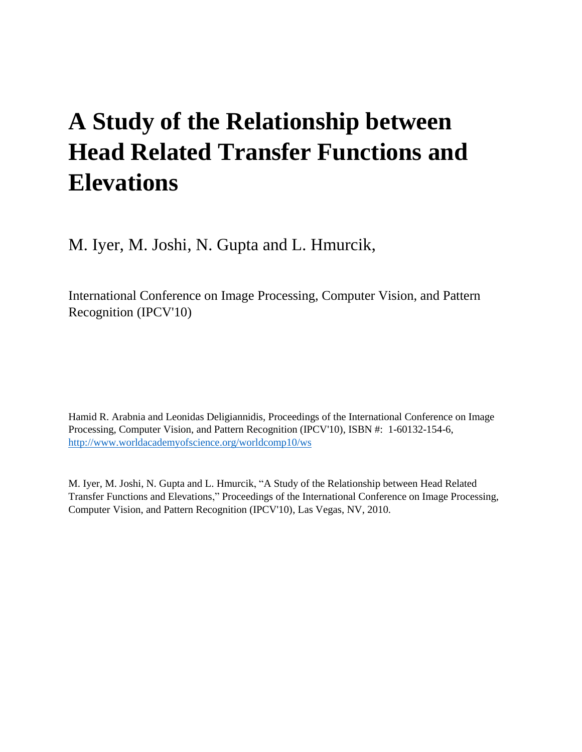# A Study of the Relationship between Head Related Transfer Functions and Elevations

M. Iyer, M. Joshi, N. Gupta and L. Hmurcik,

International Conference on Image Processing, Computer Vision, and Pattern Recognition (IPCV'10)

Hamid R. Arabnia and Leonidas Deligiannidis, Proceedings of the International Conference on Image Processing, Computer Vision, and Pattern Recognition (IPCV'10), ISBN #: 1-60132-154-6, http://www.worldacademyofscience.org/worldcomp10/ws

M. Iyer, M. Joshi, N. Gupta and L. Hmurcik, "A Study of the Relationship between Head Related Transfer Functions and Elevations," Proceedings of the International Conference on Image Processing, Computer Vision, and Pattern Recognition (IPCV'10), Las Vegas, NV, 2010.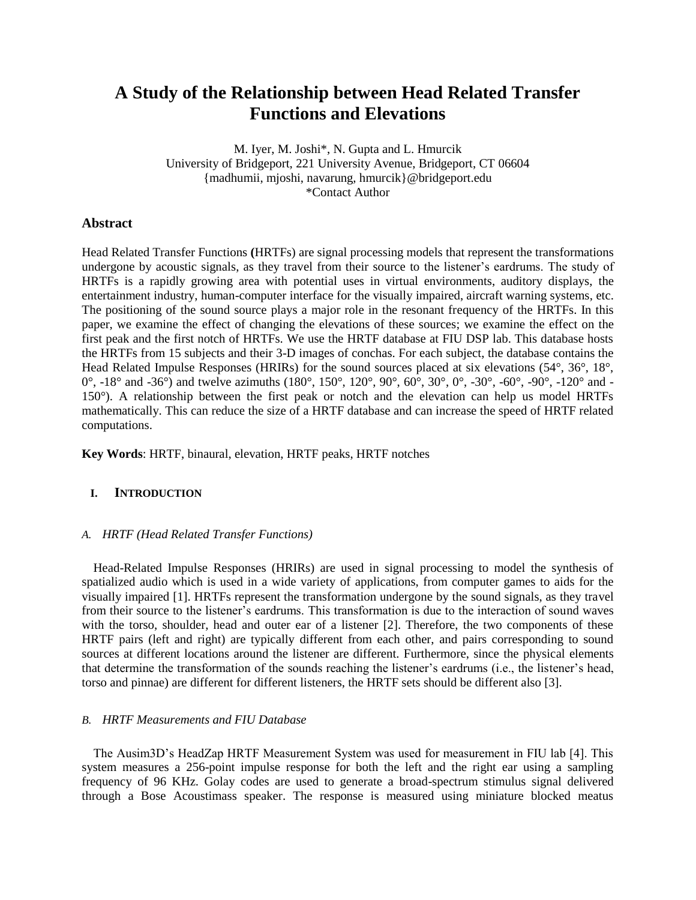# A Study of the Relationship between Head Related Transfer Functions and Elevations

M. Iyer, M. Joshi*, N. Gupta and L. Hmurcik
University of Bridgeport, 221 University Avenue, Bridgeport, CT 06604
{madhumii, mjoshi, navarung, hmurcik}@bridgeport.edu
*Contact Author

## Abstract

Head Related Transfer Functions **(**HRTFs) are signal processing models that represent the transformations undergone by acoustic signals, as they travel from their source to the listener's eardrums. The study of HRTFs is a rapidly growing area with potential uses in virtual environments, auditory displays, the entertainment industry, human-computer interface for the visually impaired, aircraft warning systems, etc. The positioning of the sound source plays a major role in the resonant frequency of the HRTFs. In this paper, we examine the effect of changing the elevations of these sources; we examine the effect on the first peak and the first notch of HRTFs. We use the HRTF database at FIU DSP lab. This database hosts the HRTFs from 15 subjects and their 3-D images of conchas. For each subject, the database contains the Head Related Impulse Responses (HRIRs) for the sound sources placed at six elevations (54°, 36°, 18°, 0°, -18° and -36°) and twelve azimuths (180°, 150°, 120°, 90°, 60°, 30°, 0°, -30°, -60°, -90°, -120° and -150°). A relationship between the first peak or notch and the elevation can help us model HRTFs mathematically. This can reduce the size of a HRTF database and can increase the speed of HRTF related computations.

**Key Words**: HRTF, binaural, elevation, HRTF peaks, HRTF notches

## I. Introduction

### *A. HRTF (Head Related Transfer Functions)*

Head-Related Impulse Responses (HRIRs) are used in signal processing to model the synthesis of spatialized audio which is used in a wide variety of applications, from computer games to aids for the visually impaired [1]. HRTFs represent the transformation undergone by the sound signals, as they travel from their source to the listener's eardrums. This transformation is due to the interaction of sound waves with the torso, shoulder, head and outer ear of a listener [2]. Therefore, the two components of these HRTF pairs (left and right) are typically different from each other, and pairs corresponding to sound sources at different locations around the listener are different. Furthermore, since the physical elements that determine the transformation of the sounds reaching the listener's eardrums (i.e., the listener's head, torso and pinnae) are different for different listeners, the HRTF sets should be different also [3].

### *B. HRTF Measurements and FIU Database*

The Ausim3D's HeadZap HRTF Measurement System was used for measurement in FIU lab [4]. This system measures a 256-point impulse response for both the left and the right ear using a sampling frequency of 96 KHz. Golay codes are used to generate a broad-spectrum stimulus signal delivered through a Bose Acoustimass speaker. The response is measured using miniature blocked meatus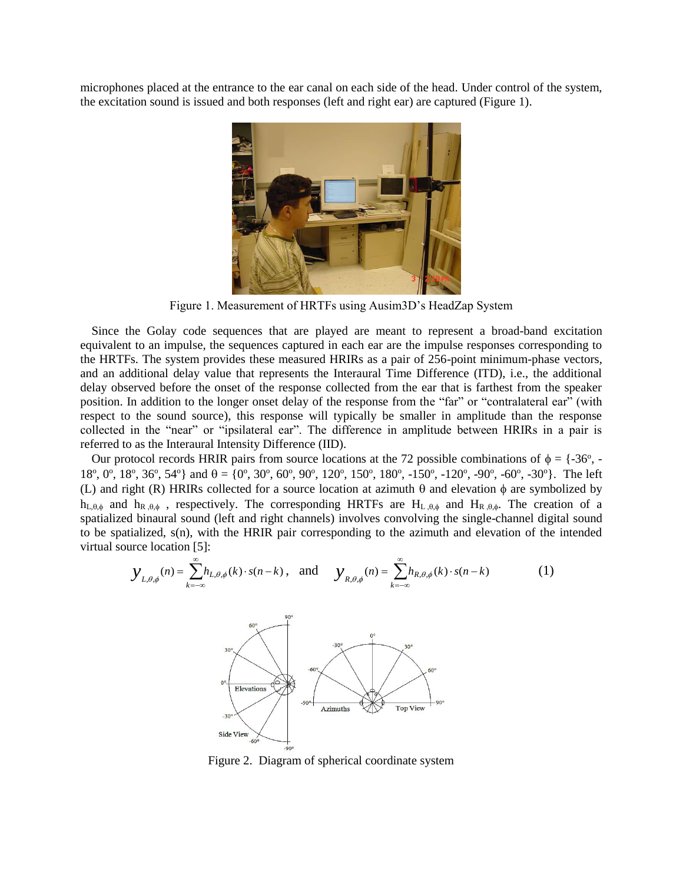microphones placed at the entrance to the ear canal on each side of the head. Under control of the system, the excitation sound is issued and both responses (left and right ear) are captured (Figure 1).

Figure 1. Measurement of HRTFs using Ausim3D's HeadZap System

Since the Golay code sequences that are played are meant to represent a broad-band excitation equivalent to an impulse, the sequences captured in each ear are the impulse responses corresponding to the HRTFs. The system provides these measured HRIRs as a pair of 256-point minimum-phase vectors, and an additional delay value that represents the Interaural Time Difference (ITD), i.e., the additional delay observed before the onset of the response collected from the ear that is farthest from the speaker position. In addition to the longer onset delay of the response from the "far" or "contralateral ear" (with respect to the sound source), this response will typically be smaller in amplitude than the response collected in the "near" or "ipsilateral ear". The difference in amplitude between HRIRs in a pair is referred to as the Interaural Intensity Difference (IID).

Our protocol records HRIR pairs from source locations at the 72 possible combinations of $\phi = \{-36^o, -18^o, 0^o, 18^o, 36^o, 54^o\}$ and $\theta = \{0^o, 30^o, 60^o, 90^o, 120^o, 150^o, 180^o, -150^o, -120^o, -90^o, -60^o, -30^o\}$. The left (L) and right (R) HRIRs collected for a source location at azimuth $\theta$ and elevation $\phi$ are symbolized by $h_{L,\theta,\phi}$ and $h_{R,\theta,\phi}$, respectively. The corresponding HRTFs are $H_{L,\theta,\phi}$ and $H_{R,\theta,\phi}$. The creation of a spatialized binaural sound (left and right channels) involves convolving the single-channel digital sound to be spatialized, s(n), with the HRIR pair corresponding to the azimuth and elevation of the intended virtual source location [5]:

$$y_{L,\theta,\phi}(n) = \sum_{k=-\infty}^{\infty} h_{L,\theta,\phi}(k) \cdot s(n-k), \quad \text{and} \quad y_{R,\theta,\phi}(n) = \sum_{k=-\infty}^{\infty} h_{R,\theta,\phi}(k) \cdot s(n-k) \qquad (1)$$

Figure 2. Diagram of spherical coordinate system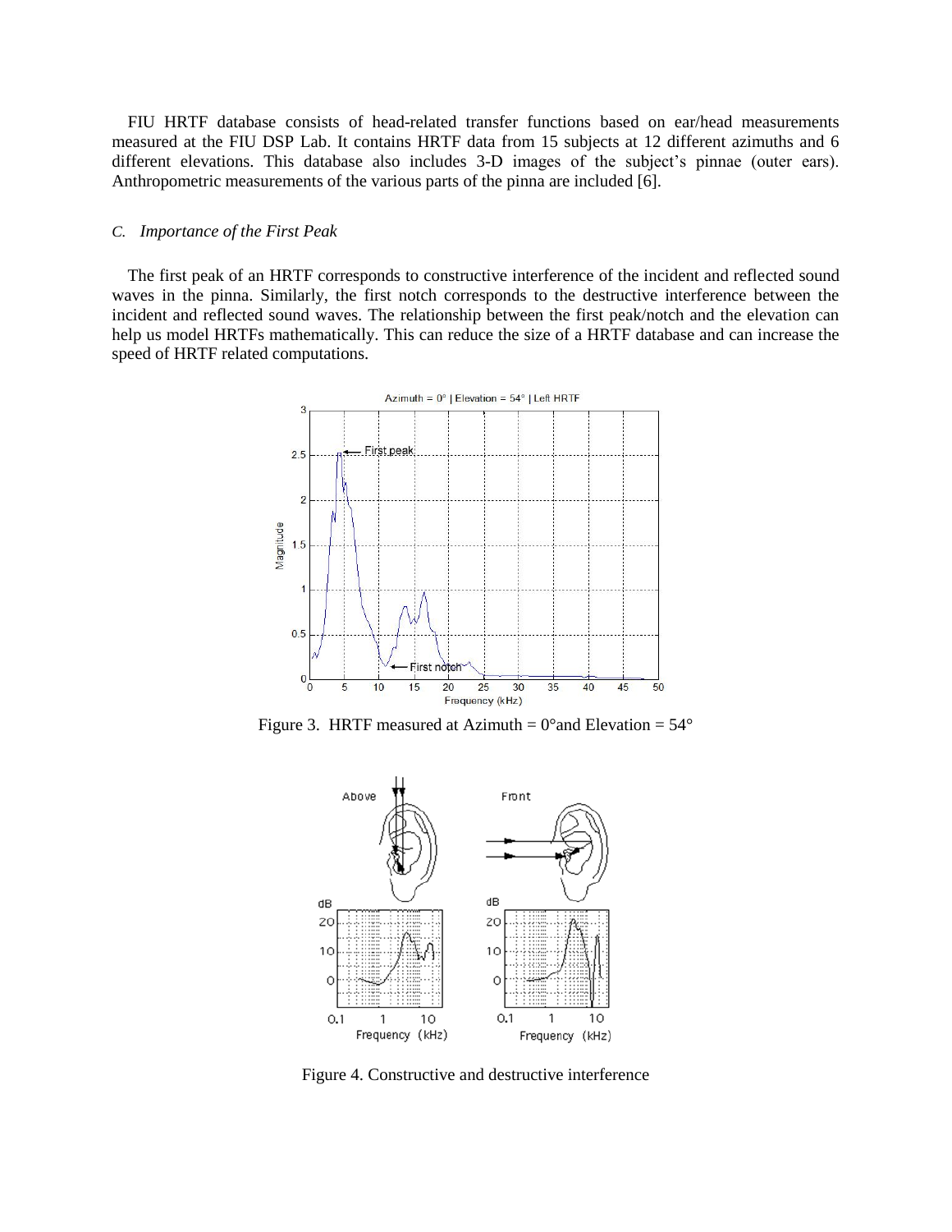FIU HRTF database consists of head-related transfer functions based on ear/head measurements measured at the FIU DSP Lab. It contains HRTF data from 15 subjects at 12 different azimuths and 6 different elevations. This database also includes 3-D images of the subject's pinnae (outer ears). Anthropometric measurements of the various parts of the pinna are included [6].

### *C. Importance of the First Peak*

The first peak of an HRTF corresponds to constructive interference of the incident and reflected sound waves in the pinna. Similarly, the first notch corresponds to the destructive interference between the incident and reflected sound waves. The relationship between the first peak/notch and the elevation can help us model HRTFs mathematically. This can reduce the size of a HRTF database and can increase the speed of HRTF related computations.

Figure 3. HRTF measured at Azimuth = 0° and Elevation = 54°

Figure 4. Constructive and destructive interference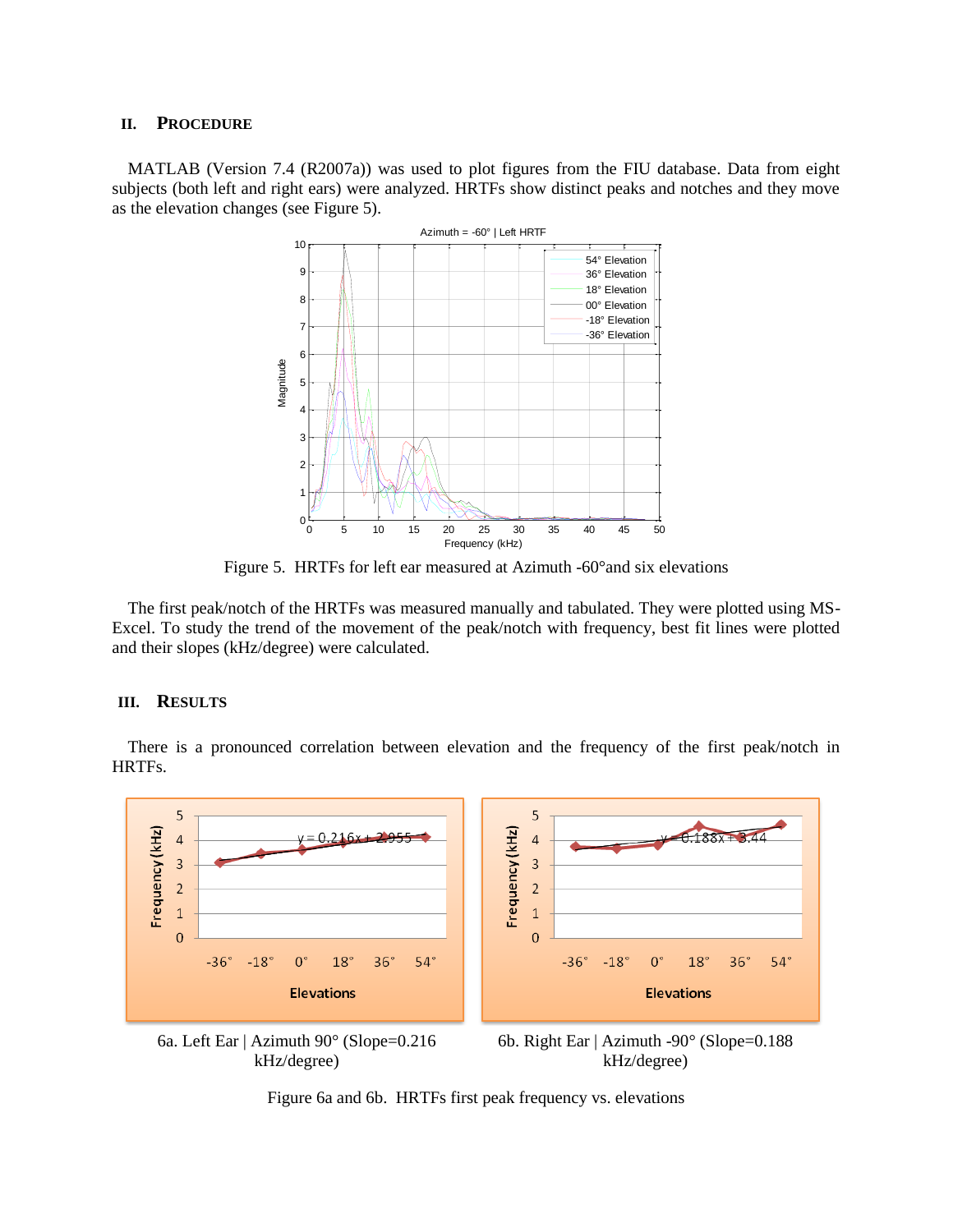## II. PROCEDURE

MATLAB (Version 7.4 (R2007a)) was used to plot figures from the FIU database. Data from eight subjects (both left and right ears) were analyzed. HRTFs show distinct peaks and notches and they move as the elevation changes (see Figure 5).

Figure 5. HRTFs for left ear measured at Azimuth -60°and six elevations

The first peak/notch of the HRTFs was measured manually and tabulated. They were plotted using MS-Excel. To study the trend of the movement of the peak/notch with frequency, best fit lines were plotted and their slopes (kHz/degree) were calculated.

## III. RESULTS

There is a pronounced correlation between elevation and the frequency of the first peak/notch in HRTFs.

6a. Left Ear | Azimuth 90° (Slope=0.216 kHz/degree)

6b. Right Ear | Azimuth -90° (Slope=0.188 kHz/degree)

Figure 6a and 6b. HRTFs first peak frequency vs. elevations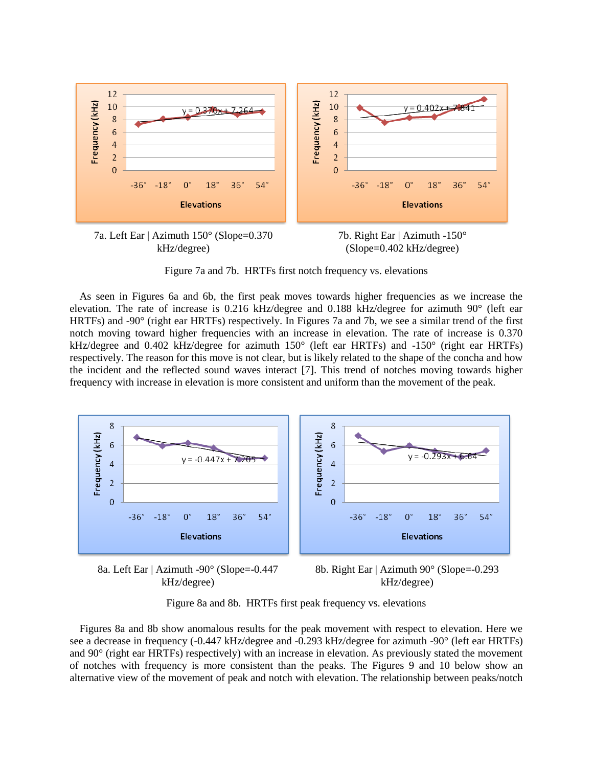7a. Left Ear | Azimuth 150° (Slope=0.370 kHz/degree)

7b. Right Ear | Azimuth -150° (Slope=0.402 kHz/degree)

Figure 7a and 7b. HRTFs first notch frequency vs. elevations

As seen in Figures 6a and 6b, the first peak moves towards higher frequencies as we increase the elevation. The rate of increase is 0.216 kHz/degree and 0.188 kHz/degree for azimuth 90° (left ear HRTFs) and -90° (right ear HRTFs) respectively. In Figures 7a and 7b, we see a similar trend of the first notch moving toward higher frequencies with an increase in elevation. The rate of increase is 0.370 kHz/degree and 0.402 kHz/degree for azimuth 150° (left ear HRTFs) and -150° (right ear HRTFs) respectively. The reason for this move is not clear, but is likely related to the shape of the concha and how the incident and the reflected sound waves interact [7]. This trend of notches moving towards higher frequency with increase in elevation is more consistent and uniform than the movement of the peak.

8a. Left Ear | Azimuth -90° (Slope=-0.447 kHz/degree)

8b. Right Ear | Azimuth 90° (Slope=-0.293 kHz/degree)

Figure 8a and 8b. HRTFs first peak frequency vs. elevations

Figures 8a and 8b show anomalous results for the peak movement with respect to elevation. Here we see a decrease in frequency (-0.447 kHz/degree and -0.293 kHz/degree for azimuth -90° (left ear HRTFs) and 90° (right ear HRTFs) respectively) with an increase in elevation. As previously stated the movement of notches with frequency is more consistent than the peaks. The Figures 9 and 10 below show an alternative view of the movement of peak and notch with elevation. The relationship between peaks/notch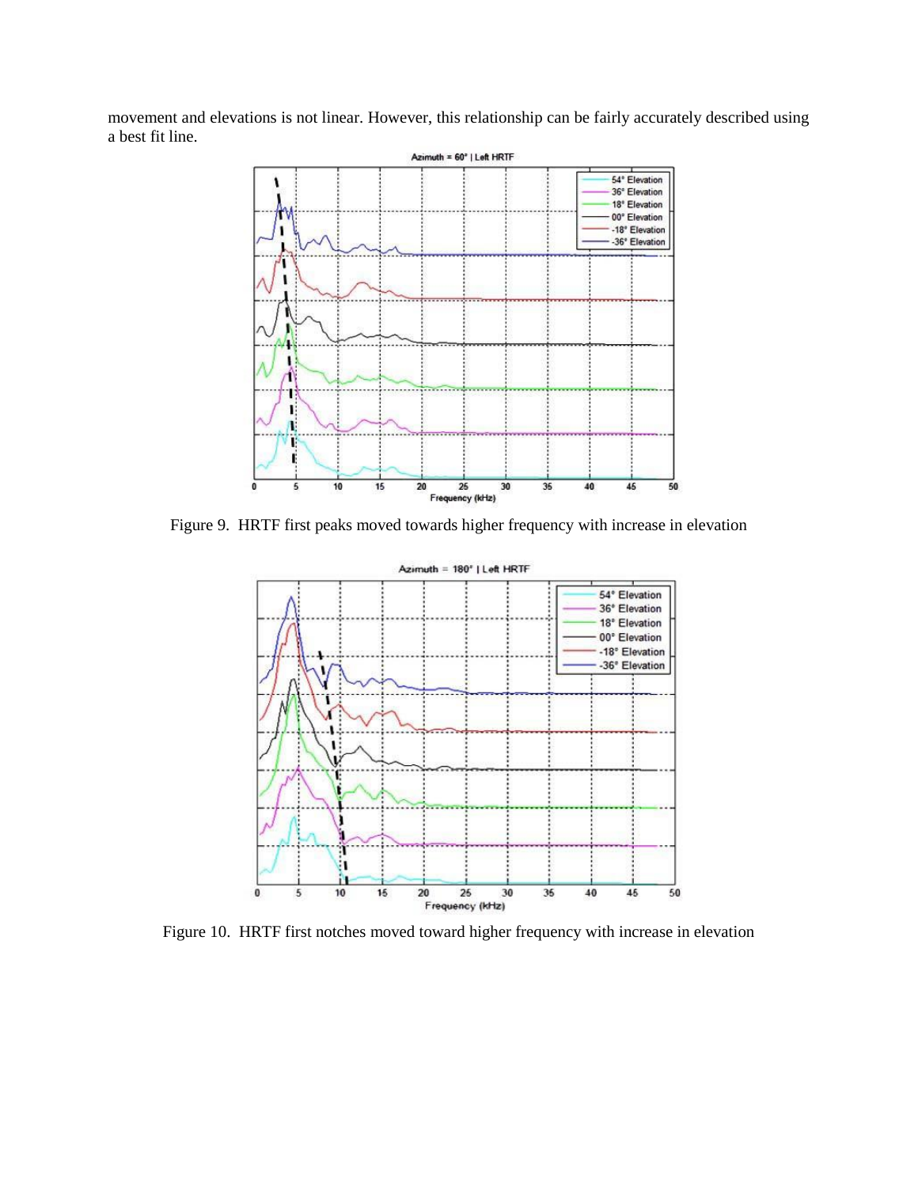movement and elevations is not linear. However, this relationship can be fairly accurately described using a best fit line.

Figure 9. HRTF first peaks moved towards higher frequency with increase in elevation

Figure 10. HRTF first notches moved toward higher frequency with increase in elevation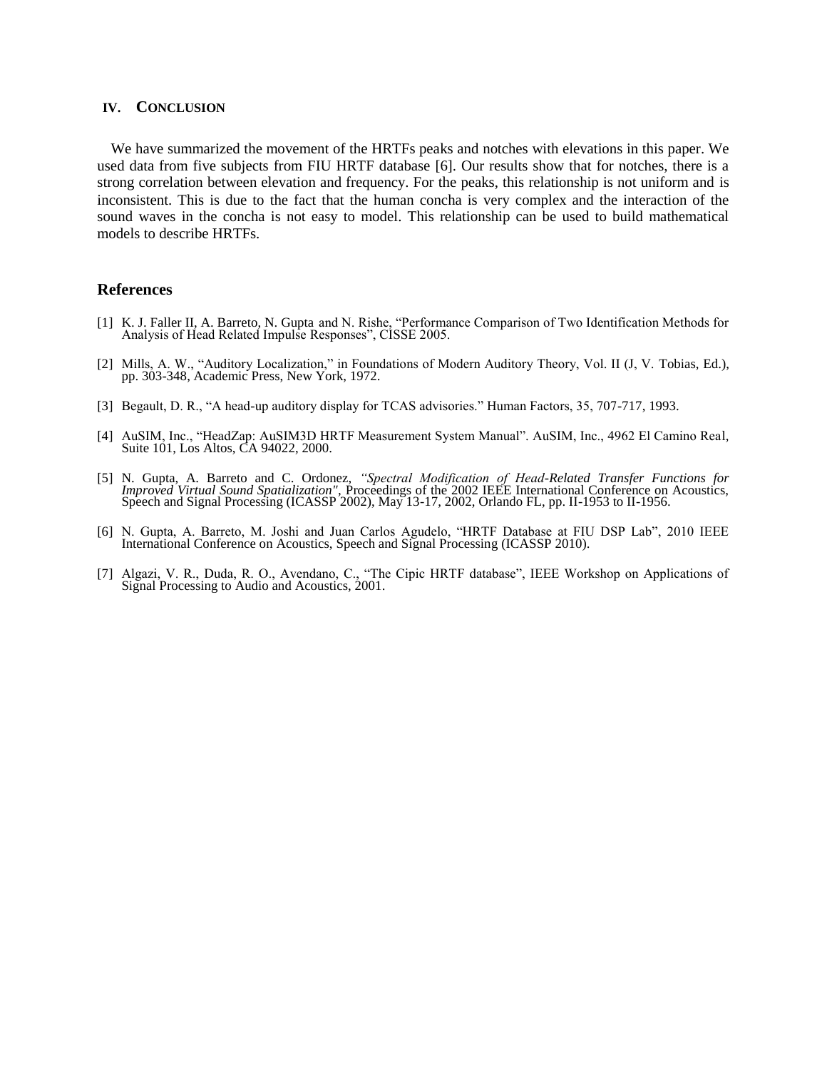## IV. CONCLUSION

We have summarized the movement of the HRTFs peaks and notches with elevations in this paper. We used data from five subjects from FIU HRTF database [6]. Our results show that for notches, there is a strong correlation between elevation and frequency. For the peaks, this relationship is not uniform and is inconsistent. This is due to the fact that the human concha is very complex and the interaction of the sound waves in the concha is not easy to model. This relationship can be used to build mathematical models to describe HRTFs.

## References

[1] K. J. Faller II, A. Barreto, N. Gupta and N. Rishe, "Performance Comparison of Two Identification Methods for Analysis of Head Related Impulse Responses", CISSE 2005.

[2] Mills, A. W., "Auditory Localization," in Foundations of Modern Auditory Theory, Vol. II (J, V. Tobias, Ed.), pp. 303-348, Academic Press, New York, 1972.

[3] Begault, D. R., "A head-up auditory display for TCAS advisories." Human Factors, 35, 707-717, 1993.

[4] AuSIM, Inc., "HeadZap: AuSIM3D HRTF Measurement System Manual". AuSIM, Inc., 4962 El Camino Real, Suite 101, Los Altos, CA 94022, 2000.

[5] N. Gupta, A. Barreto and C. Ordonez, *"Spectral Modification of Head-Related Transfer Functions for Improved Virtual Sound Spatialization"*, Proceedings of the 2002 IEEE International Conference on Acoustics, Speech and Signal Processing (ICASSP 2002), May 13-17, 2002, Orlando FL, pp. II-1953 to II-1956.

[6] N. Gupta, A. Barreto, M. Joshi and Juan Carlos Agudelo, "HRTF Database at FIU DSP Lab", 2010 IEEE International Conference on Acoustics, Speech and Signal Processing (ICASSP 2010).

[7] Algazi, V. R., Duda, R. O., Avendano, C., "The Cipic HRTF database", IEEE Workshop on Applications of Signal Processing to Audio and Acoustics, 2001.